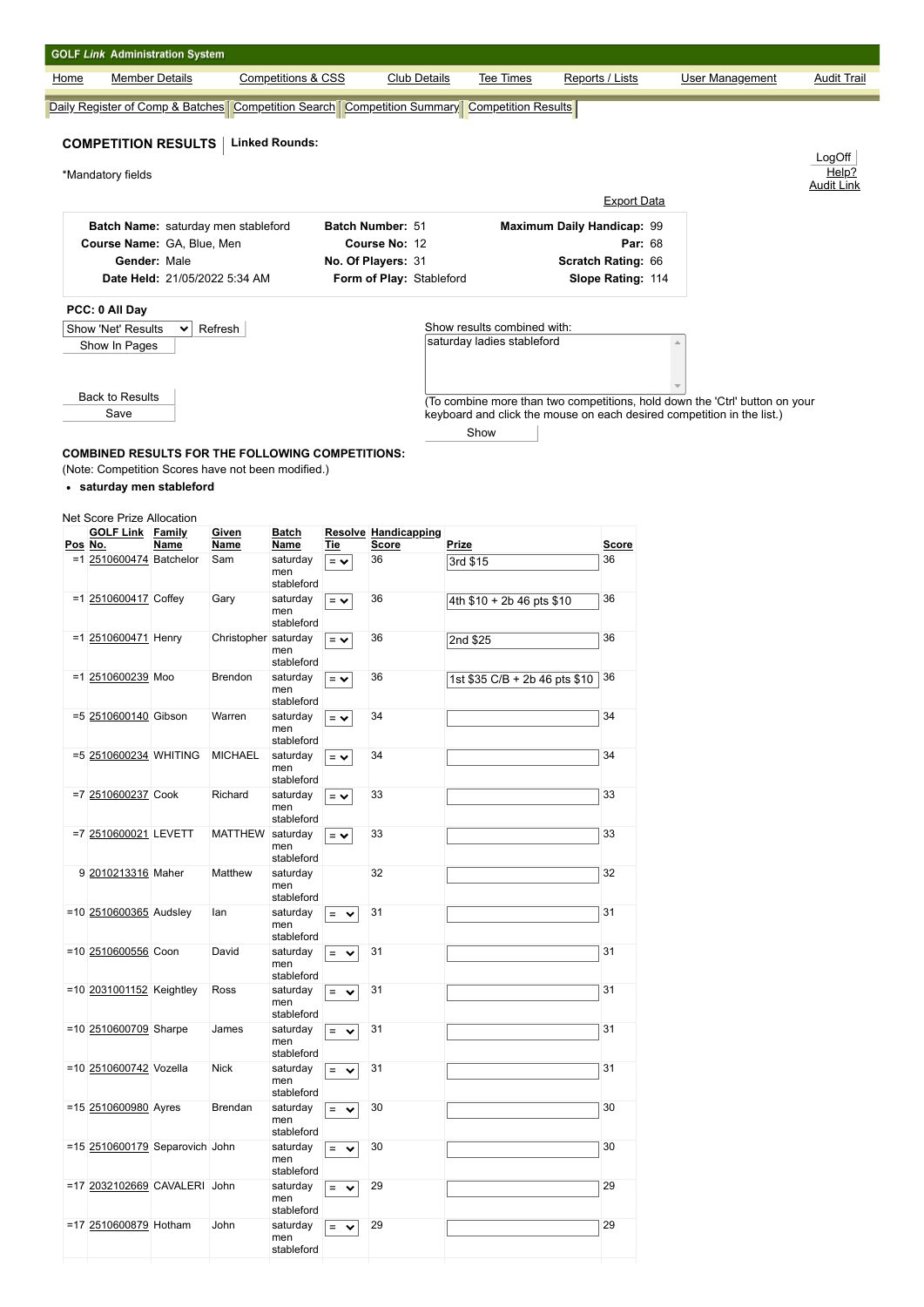GOLF Link Administration System

Home | Member Details | Competitions & CSS | Club Details | Tee Times | Reports / Lists | User Management | Audit Trail

Daily Register of Comp & Batches | Competition Search | Competition Summary | Competition Results

## COMPETITION RESULTS | Linked Rounds:

LogOff
Help?
Audit Link

*Mandatory fields

Export Data

| | | |
|---|---|---|
| **Batch Name:** saturday men stableford | **Batch Number:** 51 | **Maximum Daily Handicap:** 99 |
| **Course Name:** GA, Blue, Men | **Course No:** 12 | **Par:** 68 |
| **Gender:** Male | **No. Of Players:** 31 | **Scratch Rating:** 66 |
| **Date Held:** 21/05/2022 5:34 AM | **Form of Play:** Stableford | **Slope Rating:** 114 |

**PCC: 0 All Day**

Show 'Net' Results | Refresh

Show In Pages

Back to Results

Save

Show results combined with:
saturday ladies stableford

(To combine more than two competitions, hold down the 'Ctrl' button on your keyboard and click the mouse on each desired competition in the list.)

Show

**COMBINED RESULTS FOR THE FOLLOWING COMPETITIONS:**

(Note: Competition Scores have not been modified.)

- **saturday men stableford**

Net Score Prize Allocation

| Pos | GOLF Link No. | Family Name | Given Name | Batch Name | Resolve Tie | Handicapping Score | Prize | Score |
|---|---|---|---|---|---|---|---|---|
| =1 | 2510600474 | Batchelor | Sam | saturday men stableford | = | 36 | 3rd $15 | 36 |
| =1 | 2510600417 | Coffey | Gary | saturday men stableford | = | 36 | 4th $10 + 2b 46 pts $10 | 36 |
| =1 | 2510600471 | Henry | Christopher | saturday men stableford | = | 36 | 2nd $25 | 36 |
| =1 | 2510600239 | Moo | Brendon | saturday men stableford | = | 36 | 1st $35 C/B + 2b 46 pts $10 | 36 |
| =5 | 2510600140 | Gibson | Warren | saturday men stableford | = | 34 | | 34 |
| =5 | 2510600234 | WHITING | MICHAEL | saturday men stableford | = | 34 | | 34 |
| =7 | 2510600237 | Cook | Richard | saturday men stableford | = | 33 | | 33 |
| =7 | 2510600021 | LEVETT | MATTHEW | saturday men stableford | = | 33 | | 33 |
| 9 | 2010213316 | Maher | Matthew | saturday men stableford | | 32 | | 32 |
| =10 | 2510600365 | Audsley | Ian | saturday men stableford | = | 31 | | 31 |
| =10 | 2510600556 | Coon | David | saturday men stableford | = | 31 | | 31 |
| =10 | 2031001152 | Keightley | Ross | saturday men stableford | = | 31 | | 31 |
| =10 | 2510600709 | Sharpe | James | saturday men stableford | = | 31 | | 31 |
| =10 | 2510600742 | Vozella | Nick | saturday men stableford | = | 31 | | 31 |
| =15 | 2510600980 | Ayres | Brendan | saturday men stableford | = | 30 | | 30 |
| =15 | 2510600179 | Separovich | John | saturday men stableford | = | 30 | | 30 |
| =17 | 2032102669 | CAVALERI | John | saturday men stableford | = | 29 | | 29 |
| =17 | 2510600879 | Hotham | John | saturday men stableford | = | 29 | | 29 |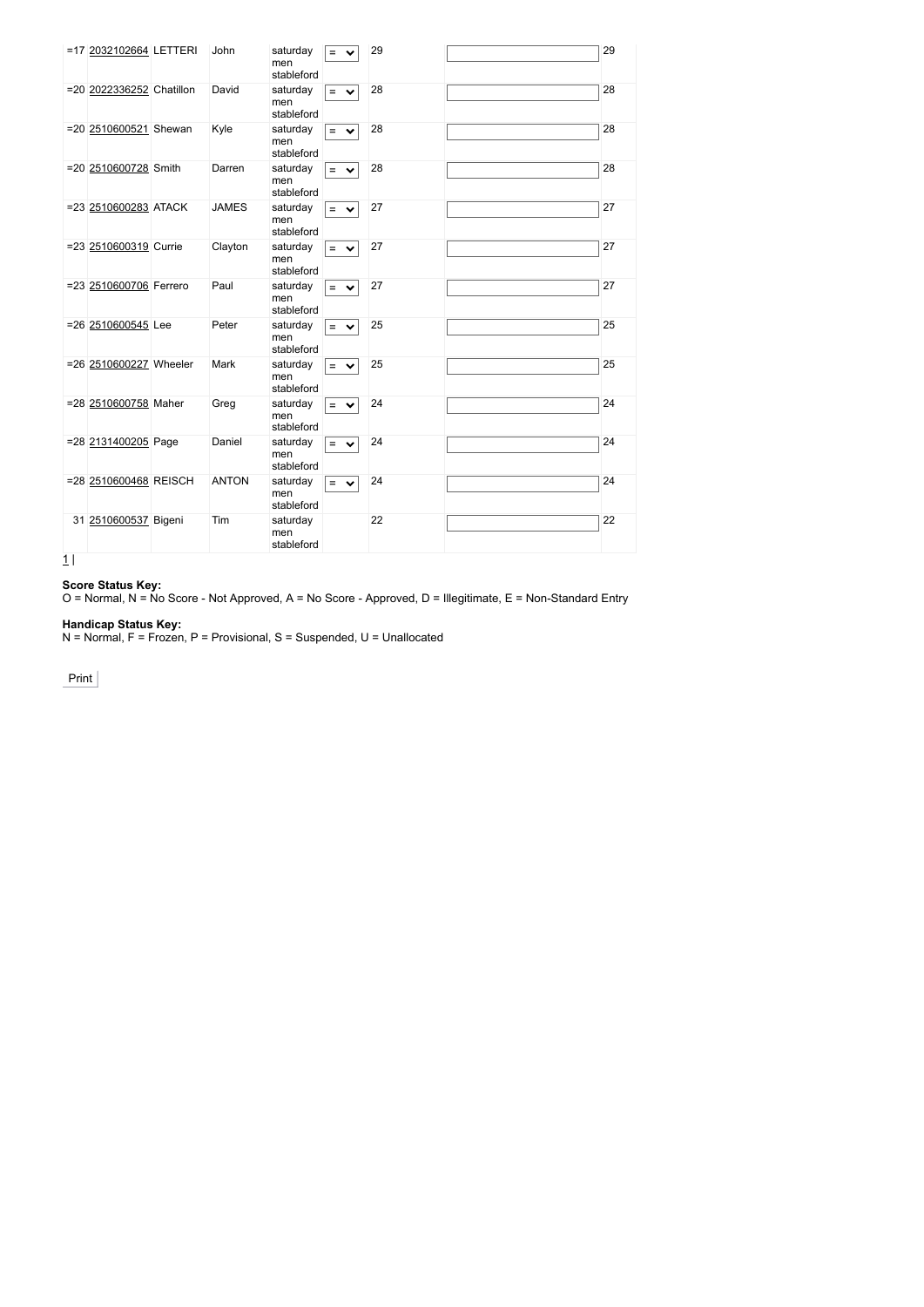| | | | | | | | | |
|---|---|---|---|---|---|---|---|---|
| =17 | 2032102664 | LETTERI | John | saturday men stableford | = | 29 | | 29 |
| =20 | 2022336252 | Chatillon | David | saturday men stableford | = | 28 | | 28 |
| =20 | 2510600521 | Shewan | Kyle | saturday men stableford | = | 28 | | 28 |
| =20 | 2510600728 | Smith | Darren | saturday men stableford | = | 28 | | 28 |
| =23 | 2510600283 | ATACK | JAMES | saturday men stableford | = | 27 | | 27 |
| =23 | 2510600319 | Currie | Clayton | saturday men stableford | = | 27 | | 27 |
| =23 | 2510600706 | Ferrero | Paul | saturday men stableford | = | 27 | | 27 |
| =26 | 2510600545 | Lee | Peter | saturday men stableford | = | 25 | | 25 |
| =26 | 2510600227 | Wheeler | Mark | saturday men stableford | = | 25 | | 25 |
| =28 | 2510600758 | Maher | Greg | saturday men stableford | = | 24 | | 24 |
| =28 | 2131400205 | Page | Daniel | saturday men stableford | = | 24 | | 24 |
| =28 | 2510600468 | REISCH | ANTON | saturday men stableford | = | 24 | | 24 |
| 31 | 2510600537 | Bigeni | Tim | saturday men stableford | | 22 | | 22 |

1 |

**Score Status Key:**
O = Normal, N = No Score - Not Approved, A = No Score - Approved, D = Illegitimate, E = Non-Standard Entry

**Handicap Status Key:**
N = Normal, F = Frozen, P = Provisional, S = Suspended, U = Unallocated

Print